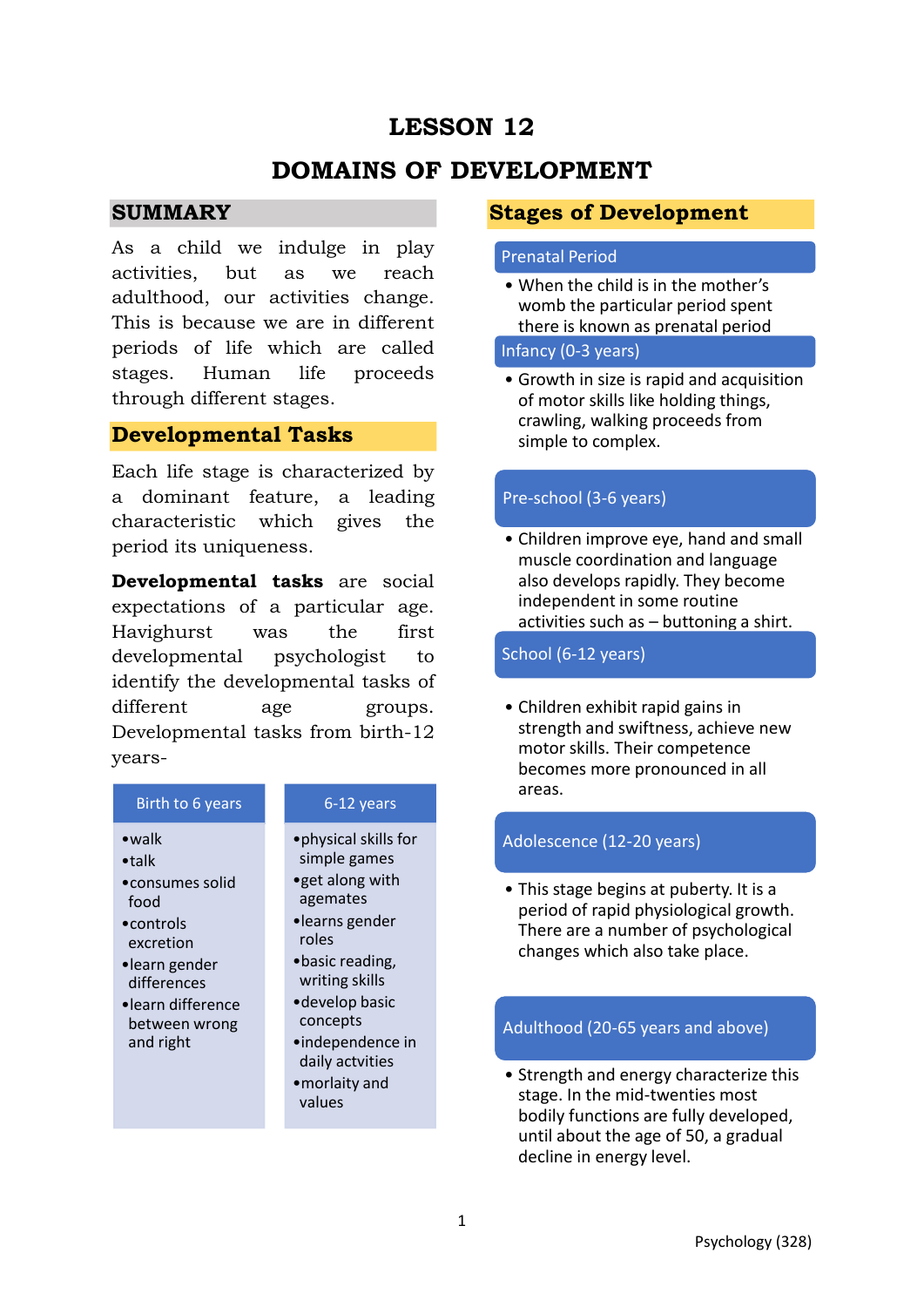# LESSON 12

# DOMAINS OF DEVELOPMENT

## SUMMARY

As a child we indulge in play activities, but as we reach adulthood, our activities change. This is because we are in different periods of life which are called stages. Human life proceeds through different stages.

## Developmental Tasks

Each life stage is characterized by a dominant feature, a leading characteristic which gives the period its uniqueness.

**Developmental tasks** are social expectations of a particular age. Havighurst was the first developmental psychologist to identify the developmental tasks of different age groups. Developmental tasks from birth-12 years-

| Birth to 6 years | 6-12 years |
|---|---|
| • walk<br>• talk<br>• consumes solid food<br>• controls excretion<br>• learn gender differences<br>• learn difference between wrong and right | • physical skills for simple games<br>• get along with agemates<br>• learns gender roles<br>• basic reading, writing skills<br>• develop basic concepts<br>• independence in daily actvities<br>• morlaity and values |

## Stages of Development

### Prenatal Period

- When the child is in the mother's womb the particular period spent there is known as prenatal period

### Infancy (0-3 years)

- Growth in size is rapid and acquisition of motor skills like holding things, crawling, walking proceeds from simple to complex.

### Pre-school (3-6 years)

- Children improve eye, hand and small muscle coordination and language also develops rapidly. They become independent in some routine activities such as – buttoning a shirt.

### School (6-12 years)

- Children exhibit rapid gains in strength and swiftness, achieve new motor skills. Their competence becomes more pronounced in all areas.

### Adolescence (12-20 years)

- This stage begins at puberty. It is a period of rapid physiological growth. There are a number of psychological changes which also take place.

### Adulthood (20-65 years and above)

- Strength and energy characterize this stage. In the mid-twenties most bodily functions are fully developed, until about the age of 50, a gradual decline in energy level.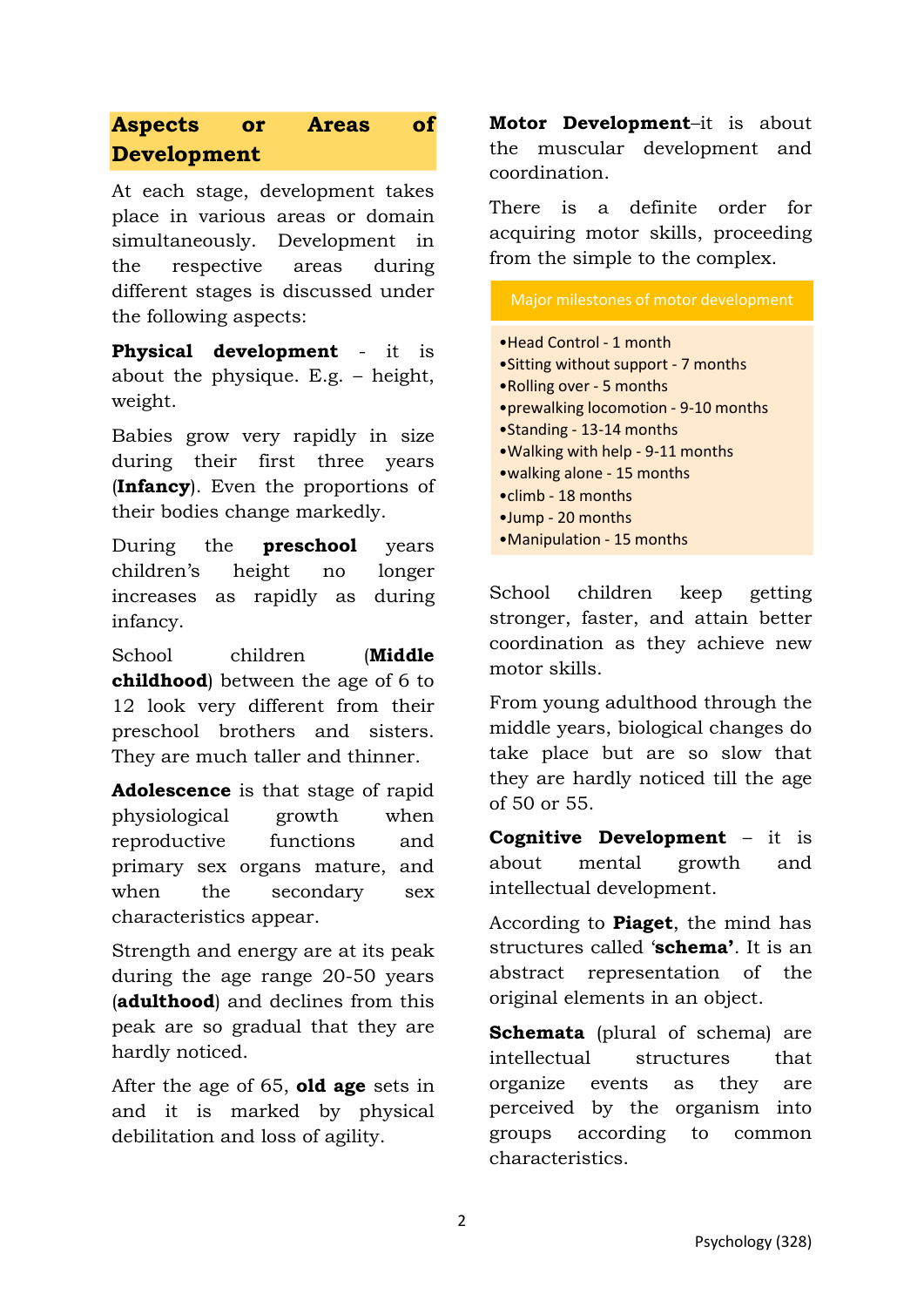## Aspects or Areas of Development

At each stage, development takes place in various areas or domain simultaneously. Development in the respective areas during different stages is discussed under the following aspects:

**Physical development** - it is about the physique. E.g. – height, weight.

Babies grow very rapidly in size during their first three years (**Infancy**). Even the proportions of their bodies change markedly.

During the **preschool** years children's height no longer increases as rapidly as during infancy.

School children (**Middle childhood**) between the age of 6 to 12 look very different from their preschool brothers and sisters. They are much taller and thinner.

**Adolescence** is that stage of rapid physiological growth when reproductive functions and primary sex organs mature, and when the secondary sex characteristics appear.

Strength and energy are at its peak during the age range 20-50 years (**adulthood**) and declines from this peak are so gradual that they are hardly noticed.

After the age of 65, **old age** sets in and it is marked by physical debilitation and loss of agility.

**Motor Development**–it is about the muscular development and coordination.

There is a definite order for acquiring motor skills, proceeding from the simple to the complex.

**Major milestones of motor development**

- Head Control - 1 month
- Sitting without support - 7 months
- Rolling over - 5 months
- prewalking locomotion - 9-10 months
- Standing - 13-14 months
- Walking with help - 9-11 months
- walking alone - 15 months
- climb - 18 months
- Jump - 20 months
- Manipulation - 15 months

School children keep getting stronger, faster, and attain better coordination as they achieve new motor skills.

From young adulthood through the middle years, biological changes do take place but are so slow that they are hardly noticed till the age of 50 or 55.

**Cognitive Development** – it is about mental growth and intellectual development.

According to **Piaget**, the mind has structures called '**schema'**. It is an abstract representation of the original elements in an object.

**Schemata** (plural of schema) are intellectual structures that organize events as they are perceived by the organism into groups according to common characteristics.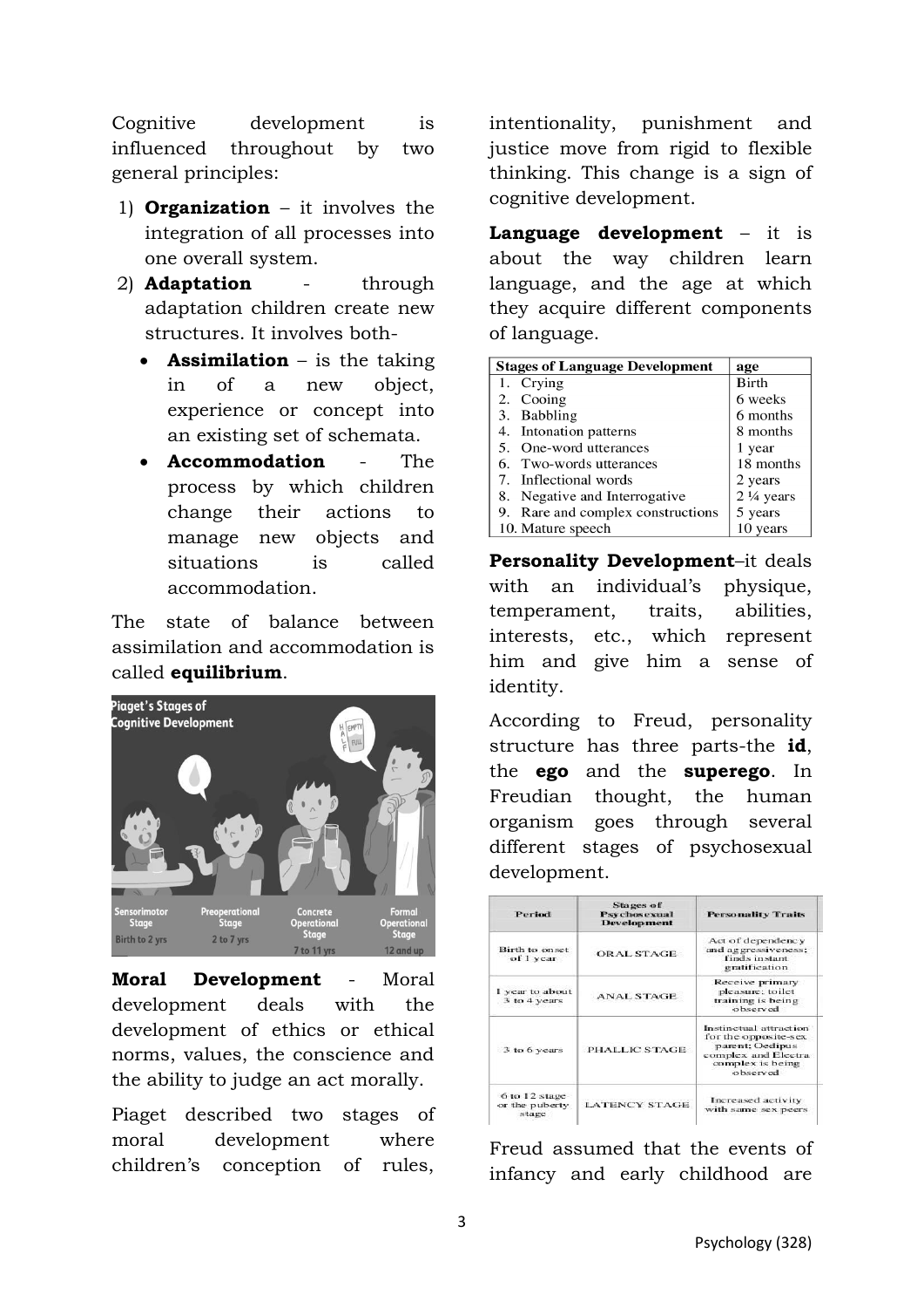Cognitive development is influenced throughout by two general principles:

1) **Organization** – it involves the integration of all processes into one overall system.
2) **Adaptation** - through adaptation children create new structures. It involves both-
   - **Assimilation** – is the taking in of a new object, experience or concept into an existing set of schemata.
   - **Accommodation** - The process by which children change their actions to manage new objects and situations is called accommodation.

The state of balance between assimilation and accommodation is called **equilibrium**.

**Moral Development** - Moral development deals with the development of ethics or ethical norms, values, the conscience and the ability to judge an act morally.

Piaget described two stages of moral development where children's conception of rules, intentionality, punishment and justice move from rigid to flexible thinking. This change is a sign of cognitive development.

**Language development** – it is about the way children learn language, and the age at which they acquire different components of language.

| Stages of Language Development | age |
|---|---|
| 1. Crying | Birth |
| 2. Cooing | 6 weeks |
| 3. Babbling | 6 months |
| 4. Intonation patterns | 8 months |
| 5. One-word utterances | 1 year |
| 6. Two-words utterances | 18 months |
| 7. Inflectional words | 2 years |
| 8. Negative and Interrogative | 2 ¼ years |
| 9. Rare and complex constructions | 5 years |
| 10. Mature speech | 10 years |

**Personality Development**–it deals with an individual's physique, temperament, traits, abilities, interests, etc., which represent him and give him a sense of identity.

According to Freud, personality structure has three parts-the **id**, the **ego** and the **superego**. In Freudian thought, the human organism goes through several different stages of psychosexual development.

| Period | Stages of Psychosexual Development | Personality Traits |
|---|---|---|
| Birth to onset of 1 year | ORAL STAGE | Act of dependency and aggressiveness; finds instant gratification |
| 1 year to about 3 to 4 years | ANAL STAGE | Receive primary pleasure; toilet training is being observed |
| 3 to 6 years | PHALLIC STAGE | Instinctual attraction for the opposite-sex parent; Oedipus complex and Electra complex is being observed |
| 6 to 12 stage or the puberty stage | LATENCY STAGE | Increased activity with same sex peers |

Freud assumed that the events of infancy and early childhood are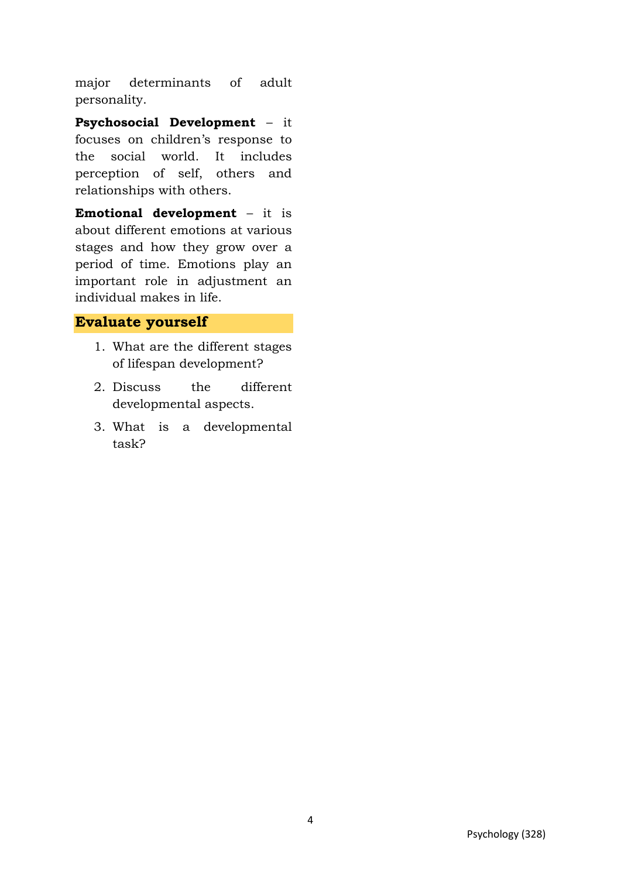major determinants of adult personality.

**Psychosocial Development** – it focuses on children's response to the social world. It includes perception of self, others and relationships with others.

**Emotional development** – it is about different emotions at various stages and how they grow over a period of time. Emotions play an important role in adjustment an individual makes in life.

## Evaluate yourself

1. What are the different stages of lifespan development?
2. Discuss the different developmental aspects.
3. What is a developmental task?